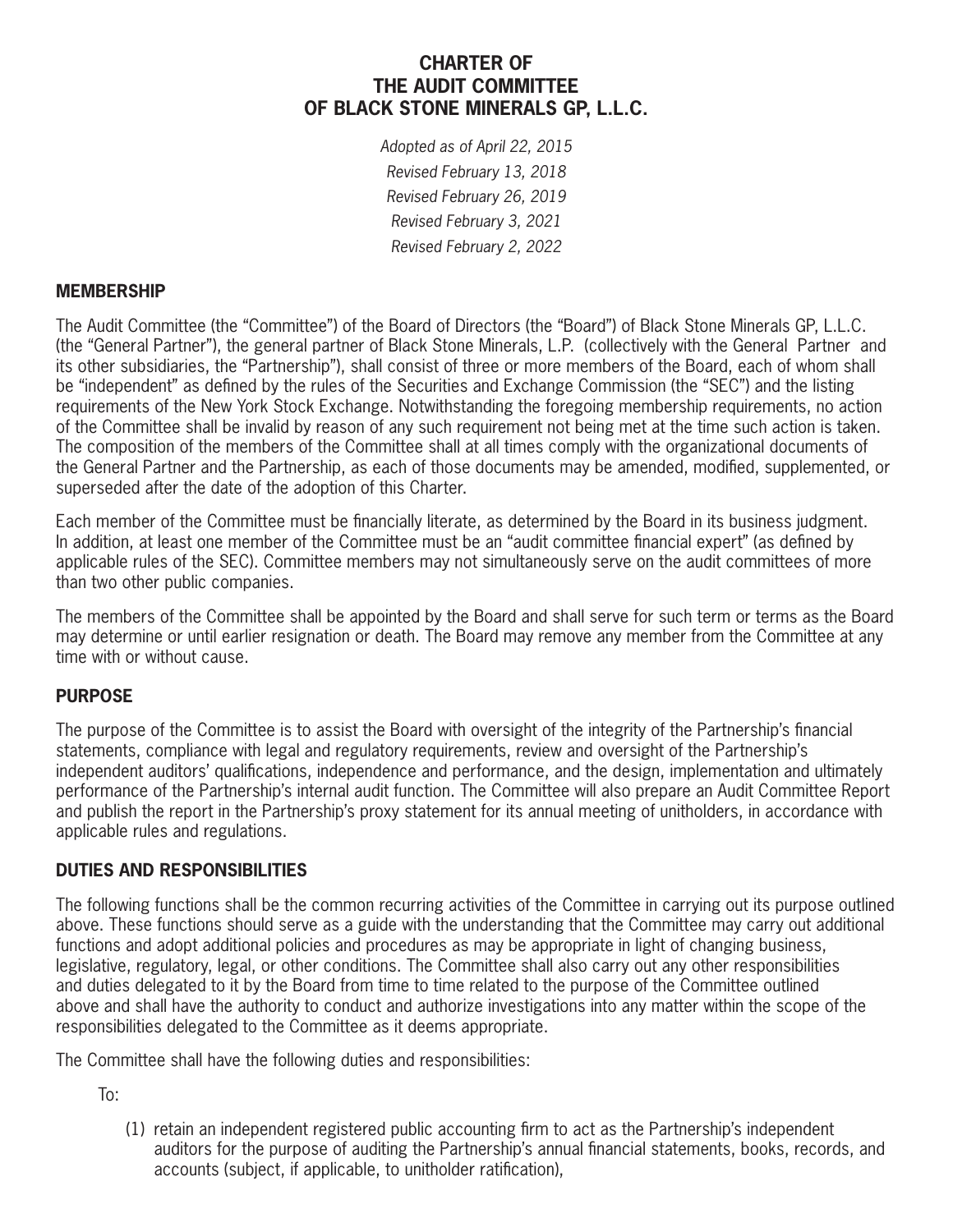# CHARTER OF
# THE AUDIT COMMITTEE
# OF BLACK STONE MINERALS GP, L.L.C.

*Adopted as of April 22, 2015*

*Revised February 13, 2018*

*Revised February 26, 2019*

*Revised February 3, 2021*

*Revised February 2, 2022*

## MEMBERSHIP

The Audit Committee (the "Committee") of the Board of Directors (the "Board") of Black Stone Minerals GP, L.L.C. (the "General Partner"), the general partner of Black Stone Minerals, L.P. (collectively with the General Partner and its other subsidiaries, the "Partnership"), shall consist of three or more members of the Board, each of whom shall be "independent" as defined by the rules of the Securities and Exchange Commission (the "SEC") and the listing requirements of the New York Stock Exchange. Notwithstanding the foregoing membership requirements, no action of the Committee shall be invalid by reason of any such requirement not being met at the time such action is taken. The composition of the members of the Committee shall at all times comply with the organizational documents of the General Partner and the Partnership, as each of those documents may be amended, modified, supplemented, or superseded after the date of the adoption of this Charter.

Each member of the Committee must be financially literate, as determined by the Board in its business judgment. In addition, at least one member of the Committee must be an "audit committee financial expert" (as defined by applicable rules of the SEC). Committee members may not simultaneously serve on the audit committees of more than two other public companies.

The members of the Committee shall be appointed by the Board and shall serve for such term or terms as the Board may determine or until earlier resignation or death. The Board may remove any member from the Committee at any time with or without cause.

## PURPOSE

The purpose of the Committee is to assist the Board with oversight of the integrity of the Partnership's financial statements, compliance with legal and regulatory requirements, review and oversight of the Partnership's independent auditors' qualifications, independence and performance, and the design, implementation and ultimately performance of the Partnership's internal audit function. The Committee will also prepare an Audit Committee Report and publish the report in the Partnership's proxy statement for its annual meeting of unitholders, in accordance with applicable rules and regulations.

## DUTIES AND RESPONSIBILITIES

The following functions shall be the common recurring activities of the Committee in carrying out its purpose outlined above. These functions should serve as a guide with the understanding that the Committee may carry out additional functions and adopt additional policies and procedures as may be appropriate in light of changing business, legislative, regulatory, legal, or other conditions. The Committee shall also carry out any other responsibilities and duties delegated to it by the Board from time to time related to the purpose of the Committee outlined above and shall have the authority to conduct and authorize investigations into any matter within the scope of the responsibilities delegated to the Committee as it deems appropriate.

The Committee shall have the following duties and responsibilities:

To:

(1) retain an independent registered public accounting firm to act as the Partnership's independent auditors for the purpose of auditing the Partnership's annual financial statements, books, records, and accounts (subject, if applicable, to unitholder ratification),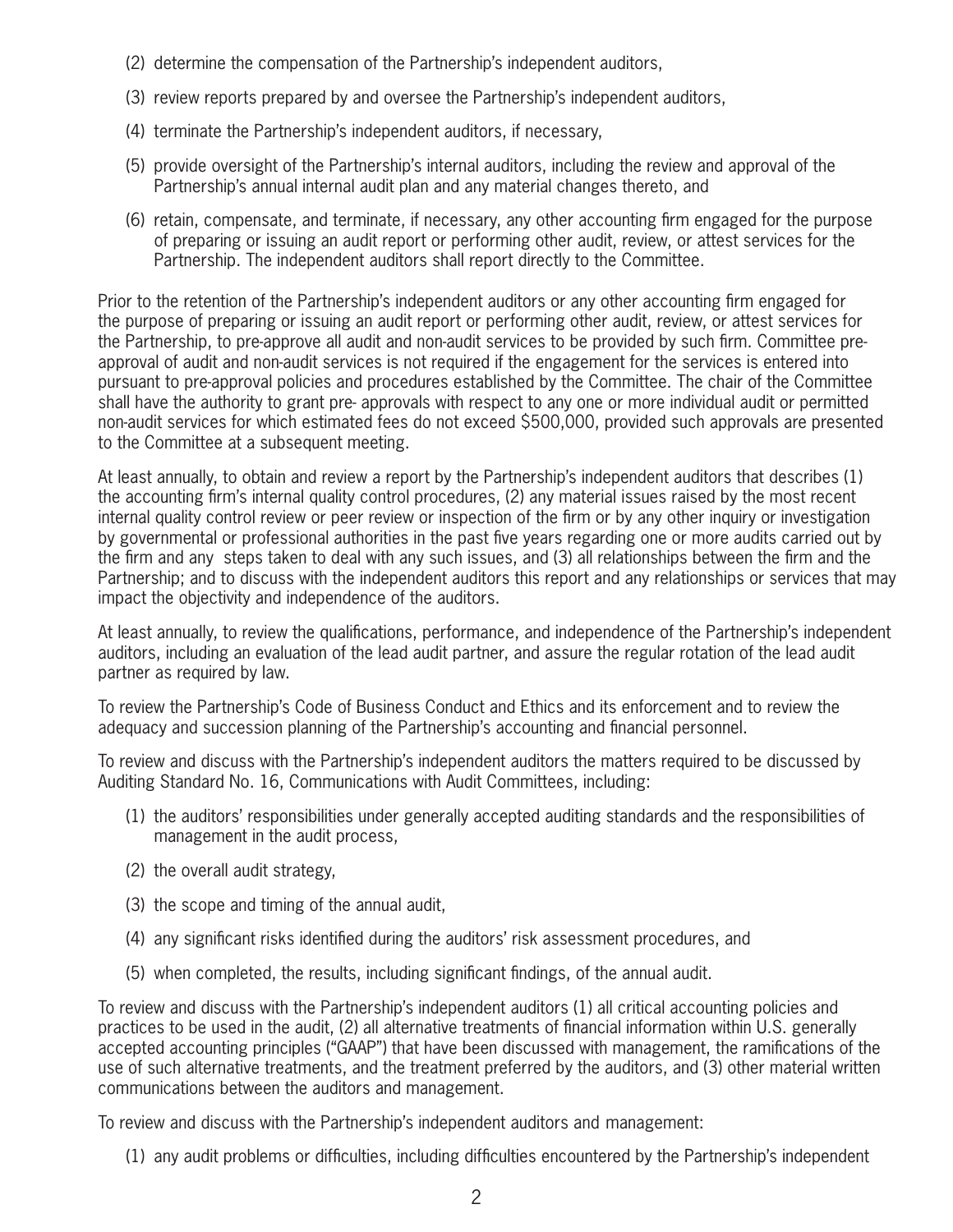(2) determine the compensation of the Partnership's independent auditors,

(3) review reports prepared by and oversee the Partnership's independent auditors,

(4) terminate the Partnership's independent auditors, if necessary,

(5) provide oversight of the Partnership's internal auditors, including the review and approval of the Partnership's annual internal audit plan and any material changes thereto, and

(6) retain, compensate, and terminate, if necessary, any other accounting firm engaged for the purpose of preparing or issuing an audit report or performing other audit, review, or attest services for the Partnership. The independent auditors shall report directly to the Committee.

Prior to the retention of the Partnership's independent auditors or any other accounting firm engaged for the purpose of preparing or issuing an audit report or performing other audit, review, or attest services for the Partnership, to pre-approve all audit and non-audit services to be provided by such firm. Committee pre-approval of audit and non-audit services is not required if the engagement for the services is entered into pursuant to pre-approval policies and procedures established by the Committee. The chair of the Committee shall have the authority to grant pre- approvals with respect to any one or more individual audit or permitted non-audit services for which estimated fees do not exceed $500,000, provided such approvals are presented to the Committee at a subsequent meeting.

At least annually, to obtain and review a report by the Partnership's independent auditors that describes (1) the accounting firm's internal quality control procedures, (2) any material issues raised by the most recent internal quality control review or peer review or inspection of the firm or by any other inquiry or investigation by governmental or professional authorities in the past five years regarding one or more audits carried out by the firm and any steps taken to deal with any such issues, and (3) all relationships between the firm and the Partnership; and to discuss with the independent auditors this report and any relationships or services that may impact the objectivity and independence of the auditors.

At least annually, to review the qualifications, performance, and independence of the Partnership's independent auditors, including an evaluation of the lead audit partner, and assure the regular rotation of the lead audit partner as required by law.

To review the Partnership's Code of Business Conduct and Ethics and its enforcement and to review the adequacy and succession planning of the Partnership's accounting and financial personnel.

To review and discuss with the Partnership's independent auditors the matters required to be discussed by Auditing Standard No. 16, Communications with Audit Committees, including:

(1) the auditors' responsibilities under generally accepted auditing standards and the responsibilities of management in the audit process,

(2) the overall audit strategy,

(3) the scope and timing of the annual audit,

(4) any significant risks identified during the auditors' risk assessment procedures, and

(5) when completed, the results, including significant findings, of the annual audit.

To review and discuss with the Partnership's independent auditors (1) all critical accounting policies and practices to be used in the audit, (2) all alternative treatments of financial information within U.S. generally accepted accounting principles ("GAAP") that have been discussed with management, the ramifications of the use of such alternative treatments, and the treatment preferred by the auditors, and (3) other material written communications between the auditors and management.

To review and discuss with the Partnership's independent auditors and management:

(1) any audit problems or difficulties, including difficulties encountered by the Partnership's independent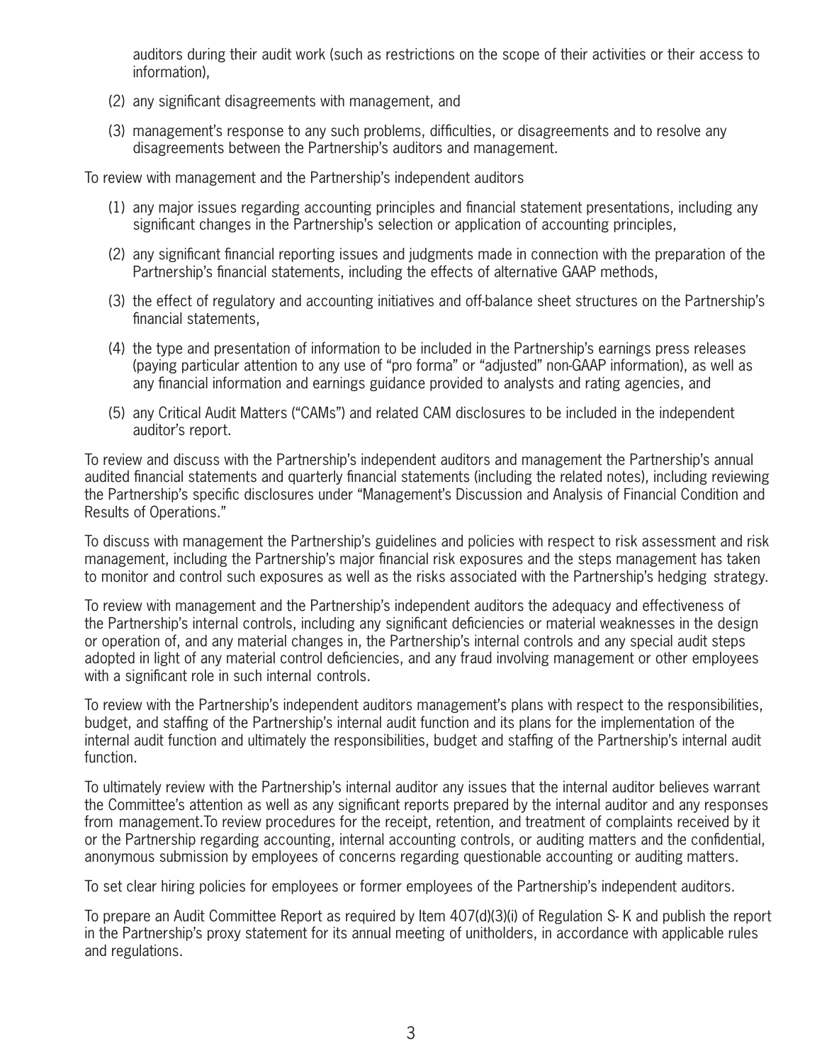auditors during their audit work (such as restrictions on the scope of their activities or their access to information),

(2) any significant disagreements with management, and

(3) management's response to any such problems, difficulties, or disagreements and to resolve any disagreements between the Partnership's auditors and management.

To review with management and the Partnership's independent auditors

(1) any major issues regarding accounting principles and financial statement presentations, including any significant changes in the Partnership's selection or application of accounting principles,

(2) any significant financial reporting issues and judgments made in connection with the preparation of the Partnership's financial statements, including the effects of alternative GAAP methods,

(3) the effect of regulatory and accounting initiatives and off-balance sheet structures on the Partnership's financial statements,

(4) the type and presentation of information to be included in the Partnership's earnings press releases (paying particular attention to any use of "pro forma" or "adjusted" non-GAAP information), as well as any financial information and earnings guidance provided to analysts and rating agencies, and

(5) any Critical Audit Matters ("CAMs") and related CAM disclosures to be included in the independent auditor's report.

To review and discuss with the Partnership's independent auditors and management the Partnership's annual audited financial statements and quarterly financial statements (including the related notes), including reviewing the Partnership's specific disclosures under "Management's Discussion and Analysis of Financial Condition and Results of Operations."

To discuss with management the Partnership's guidelines and policies with respect to risk assessment and risk management, including the Partnership's major financial risk exposures and the steps management has taken to monitor and control such exposures as well as the risks associated with the Partnership's hedging strategy.

To review with management and the Partnership's independent auditors the adequacy and effectiveness of the Partnership's internal controls, including any significant deficiencies or material weaknesses in the design or operation of, and any material changes in, the Partnership's internal controls and any special audit steps adopted in light of any material control deficiencies, and any fraud involving management or other employees with a significant role in such internal controls.

To review with the Partnership's independent auditors management's plans with respect to the responsibilities, budget, and staffing of the Partnership's internal audit function and its plans for the implementation of the internal audit function and ultimately the responsibilities, budget and staffing of the Partnership's internal audit function.

To ultimately review with the Partnership's internal auditor any issues that the internal auditor believes warrant the Committee's attention as well as any significant reports prepared by the internal auditor and any responses from management.To review procedures for the receipt, retention, and treatment of complaints received by it or the Partnership regarding accounting, internal accounting controls, or auditing matters and the confidential, anonymous submission by employees of concerns regarding questionable accounting or auditing matters.

To set clear hiring policies for employees or former employees of the Partnership's independent auditors.

To prepare an Audit Committee Report as required by Item 407(d)(3)(i) of Regulation S- K and publish the report in the Partnership's proxy statement for its annual meeting of unitholders, in accordance with applicable rules and regulations.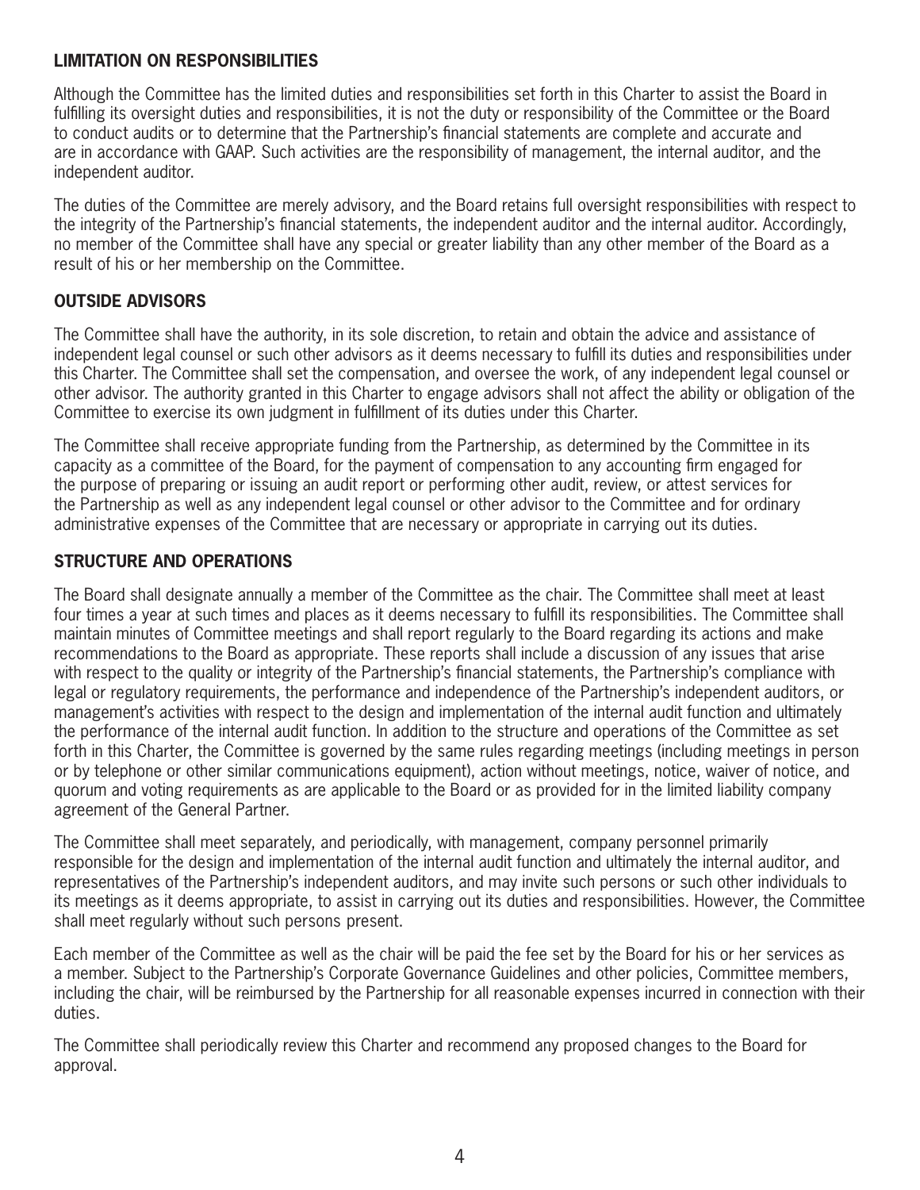## LIMITATION ON RESPONSIBILITIES

Although the Committee has the limited duties and responsibilities set forth in this Charter to assist the Board in fulfilling its oversight duties and responsibilities, it is not the duty or responsibility of the Committee or the Board to conduct audits or to determine that the Partnership's financial statements are complete and accurate and are in accordance with GAAP. Such activities are the responsibility of management, the internal auditor, and the independent auditor.

The duties of the Committee are merely advisory, and the Board retains full oversight responsibilities with respect to the integrity of the Partnership's financial statements, the independent auditor and the internal auditor. Accordingly, no member of the Committee shall have any special or greater liability than any other member of the Board as a result of his or her membership on the Committee.

## OUTSIDE ADVISORS

The Committee shall have the authority, in its sole discretion, to retain and obtain the advice and assistance of independent legal counsel or such other advisors as it deems necessary to fulfill its duties and responsibilities under this Charter. The Committee shall set the compensation, and oversee the work, of any independent legal counsel or other advisor. The authority granted in this Charter to engage advisors shall not affect the ability or obligation of the Committee to exercise its own judgment in fulfillment of its duties under this Charter.

The Committee shall receive appropriate funding from the Partnership, as determined by the Committee in its capacity as a committee of the Board, for the payment of compensation to any accounting firm engaged for the purpose of preparing or issuing an audit report or performing other audit, review, or attest services for the Partnership as well as any independent legal counsel or other advisor to the Committee and for ordinary administrative expenses of the Committee that are necessary or appropriate in carrying out its duties.

## STRUCTURE AND OPERATIONS

The Board shall designate annually a member of the Committee as the chair. The Committee shall meet at least four times a year at such times and places as it deems necessary to fulfill its responsibilities. The Committee shall maintain minutes of Committee meetings and shall report regularly to the Board regarding its actions and make recommendations to the Board as appropriate. These reports shall include a discussion of any issues that arise with respect to the quality or integrity of the Partnership's financial statements, the Partnership's compliance with legal or regulatory requirements, the performance and independence of the Partnership's independent auditors, or management's activities with respect to the design and implementation of the internal audit function and ultimately the performance of the internal audit function. In addition to the structure and operations of the Committee as set forth in this Charter, the Committee is governed by the same rules regarding meetings (including meetings in person or by telephone or other similar communications equipment), action without meetings, notice, waiver of notice, and quorum and voting requirements as are applicable to the Board or as provided for in the limited liability company agreement of the General Partner.

The Committee shall meet separately, and periodically, with management, company personnel primarily responsible for the design and implementation of the internal audit function and ultimately the internal auditor, and representatives of the Partnership's independent auditors, and may invite such persons or such other individuals to its meetings as it deems appropriate, to assist in carrying out its duties and responsibilities. However, the Committee shall meet regularly without such persons present.

Each member of the Committee as well as the chair will be paid the fee set by the Board for his or her services as a member. Subject to the Partnership's Corporate Governance Guidelines and other policies, Committee members, including the chair, will be reimbursed by the Partnership for all reasonable expenses incurred in connection with their duties.

The Committee shall periodically review this Charter and recommend any proposed changes to the Board for approval.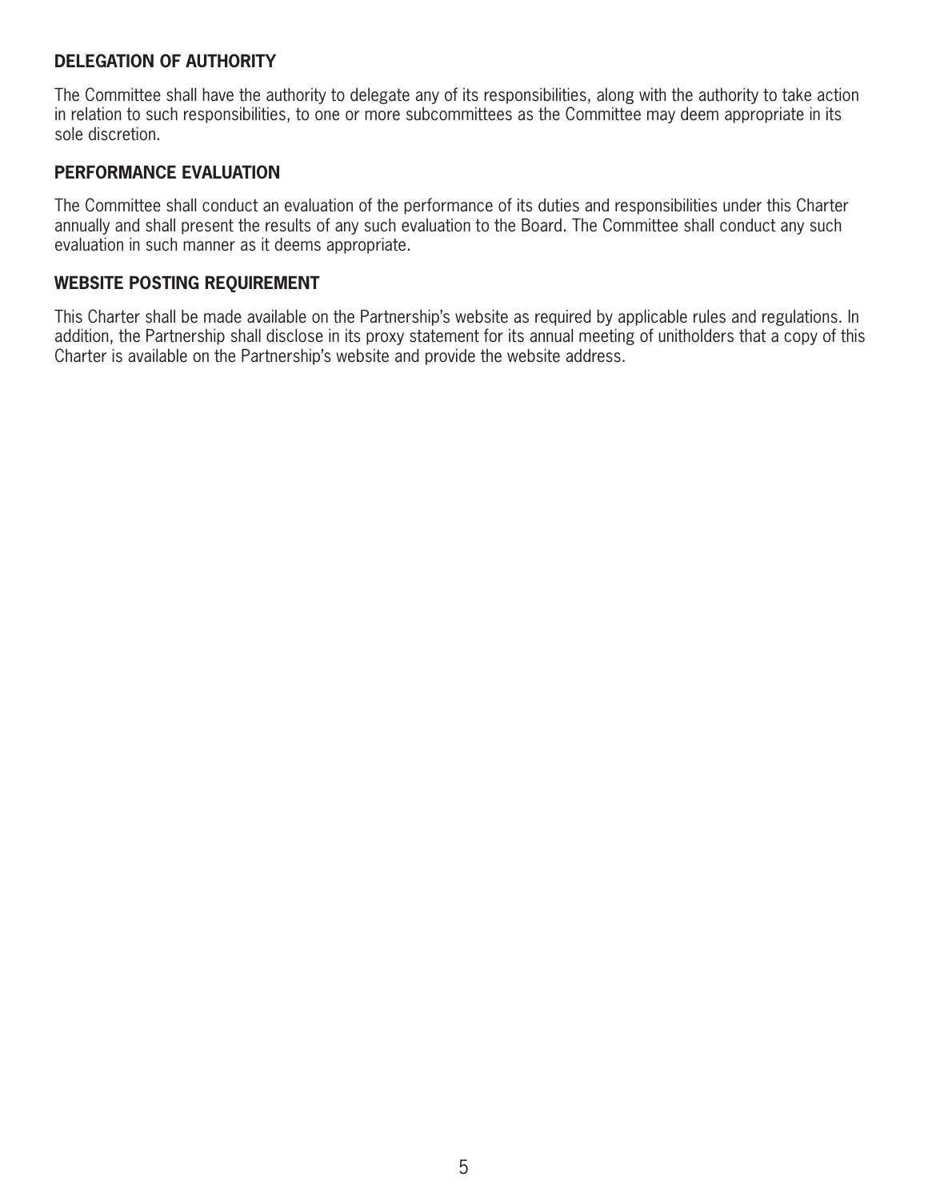## DELEGATION OF AUTHORITY

The Committee shall have the authority to delegate any of its responsibilities, along with the authority to take action in relation to such responsibilities, to one or more subcommittees as the Committee may deem appropriate in its sole discretion.

## PERFORMANCE EVALUATION

The Committee shall conduct an evaluation of the performance of its duties and responsibilities under this Charter annually and shall present the results of any such evaluation to the Board. The Committee shall conduct any such evaluation in such manner as it deems appropriate.

## WEBSITE POSTING REQUIREMENT

This Charter shall be made available on the Partnership's website as required by applicable rules and regulations. In addition, the Partnership shall disclose in its proxy statement for its annual meeting of unitholders that a copy of this Charter is available on the Partnership's website and provide the website address.